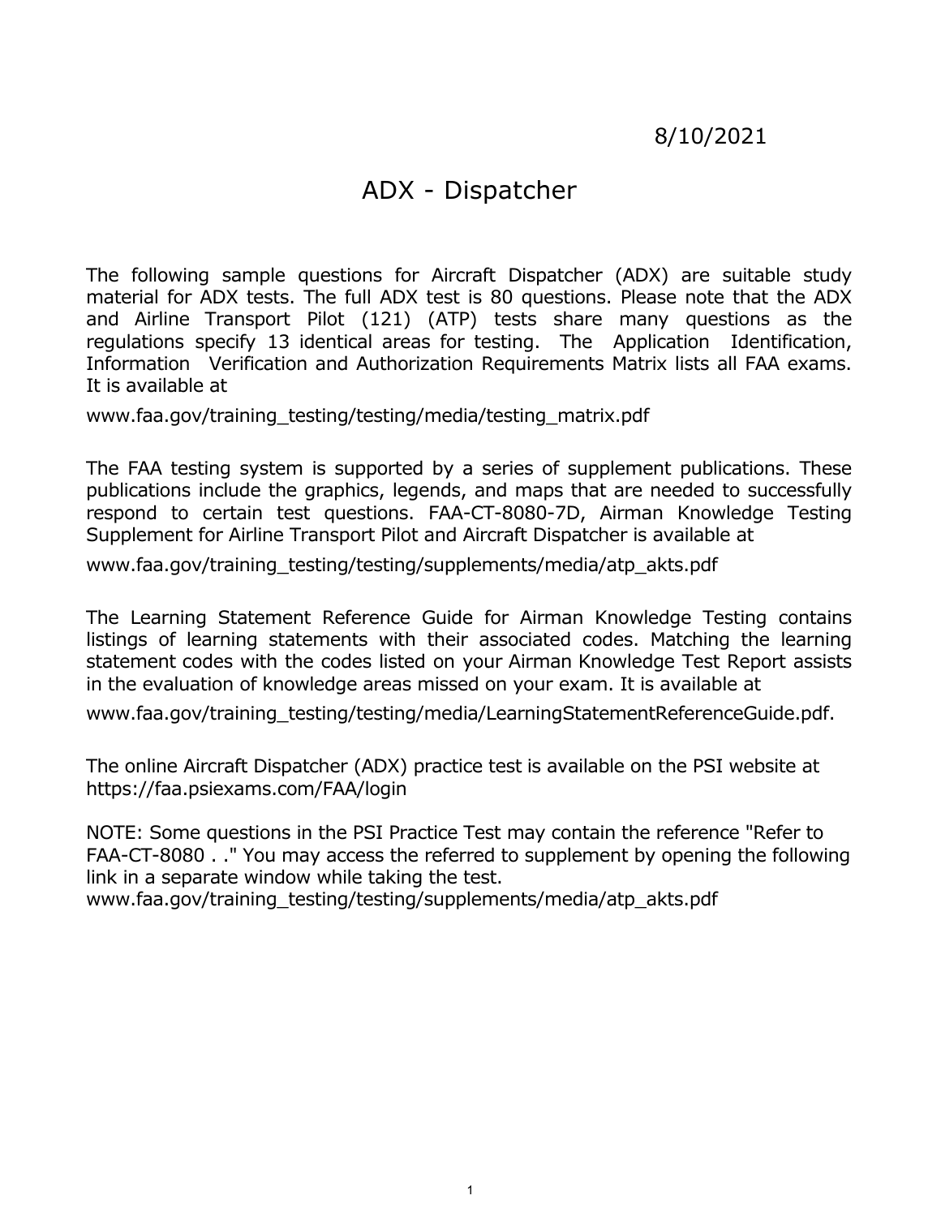8/10/2021

# ADX - Dispatcher

The following sample questions for Aircraft Dispatcher (ADX) are suitable study material for ADX tests. The full ADX test is 80 questions. Please note that the ADX and Airline Transport Pilot (121) (ATP) tests share many questions as the regulations specify 13 identical areas for testing. The Application Identification, Information Verification and Authorization Requirements Matrix lists all FAA exams. It is available at

www.faa.gov/training_testing/testing/media/testing_matrix.pdf

The FAA testing system is supported by a series of supplement publications. These publications include the graphics, legends, and maps that are needed to successfully respond to certain test questions. FAA-CT-8080-7D, Airman Knowledge Testing Supplement for Airline Transport Pilot and Aircraft Dispatcher is available at

www.faa.gov/training_testing/testing/supplements/media/atp_akts.pdf

The Learning Statement Reference Guide for Airman Knowledge Testing contains listings of learning statements with their associated codes. Matching the learning statement codes with the codes listed on your Airman Knowledge Test Report assists in the evaluation of knowledge areas missed on your exam. It is available at

www.faa.gov/training_testing/testing/media/LearningStatementReferenceGuide.pdf.

The online Aircraft Dispatcher (ADX) practice test is available on the PSI website at https://faa.psiexams.com/FAA/login

NOTE: Some questions in the PSI Practice Test may contain the reference "Refer to FAA-CT-8080 . ." You may access the referred to supplement by opening the following link in a separate window while taking the test.
www.faa.gov/training_testing/testing/supplements/media/atp_akts.pdf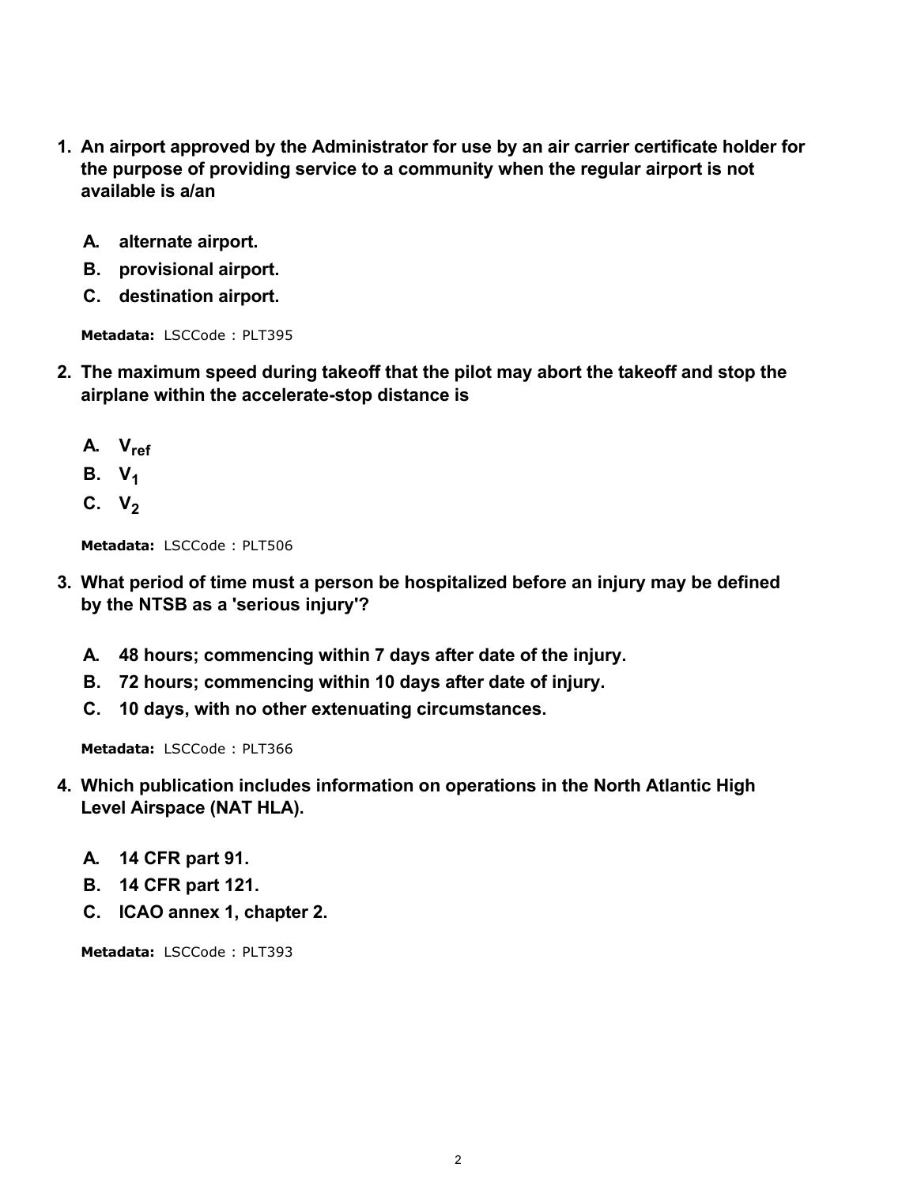1. **An airport approved by the Administrator for use by an air carrier certificate holder for the purpose of providing service to a community when the regular airport is not available is a/an**

   **A. alternate airport.**
   **B. provisional airport.**
   **C. destination airport.**

   **Metadata:** LSCCode : PLT395

2. **The maximum speed during takeoff that the pilot may abort the takeoff and stop the airplane within the accelerate-stop distance is**

   **A. $V_{ref}$**
   **B. $V_1$**
   **C. $V_2$**

   **Metadata:** LSCCode : PLT506

3. **What period of time must a person be hospitalized before an injury may be defined by the NTSB as a 'serious injury'?**

   **A. 48 hours; commencing within 7 days after date of the injury.**
   **B. 72 hours; commencing within 10 days after date of injury.**
   **C. 10 days, with no other extenuating circumstances.**

   **Metadata:** LSCCode : PLT366

4. **Which publication includes information on operations in the North Atlantic High Level Airspace (NAT HLA).**

   **A. 14 CFR part 91.**
   **B. 14 CFR part 121.**
   **C. ICAO annex 1, chapter 2.**

   **Metadata:** LSCCode : PLT393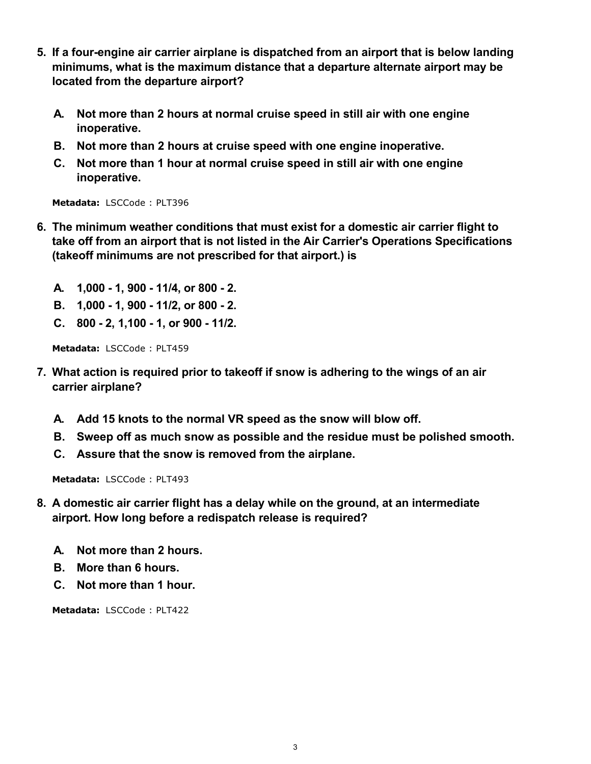5. **If a four-engine air carrier airplane is dispatched from an airport that is below landing minimums, what is the maximum distance that a departure alternate airport may be located from the departure airport?**

   A. **Not more than 2 hours at normal cruise speed in still air with one engine inoperative.**
   B. **Not more than 2 hours at cruise speed with one engine inoperative.**
   C. **Not more than 1 hour at normal cruise speed in still air with one engine inoperative.**

   **Metadata:** LSCCode : PLT396

6. **The minimum weather conditions that must exist for a domestic air carrier flight to take off from an airport that is not listed in the Air Carrier's Operations Specifications (takeoff minimums are not prescribed for that airport.) is**

   A. **1,000 - 1, 900 - 11/4, or 800 - 2.**
   B. **1,000 - 1, 900 - 11/2, or 800 - 2.**
   C. **800 - 2, 1,100 - 1, or 900 - 11/2.**

   **Metadata:** LSCCode : PLT459

7. **What action is required prior to takeoff if snow is adhering to the wings of an air carrier airplane?**

   A. **Add 15 knots to the normal VR speed as the snow will blow off.**
   B. **Sweep off as much snow as possible and the residue must be polished smooth.**
   C. **Assure that the snow is removed from the airplane.**

   **Metadata:** LSCCode : PLT493

8. **A domestic air carrier flight has a delay while on the ground, at an intermediate airport. How long before a redispatch release is required?**

   A. **Not more than 2 hours.**
   B. **More than 6 hours.**
   C. **Not more than 1 hour.**

   **Metadata:** LSCCode : PLT422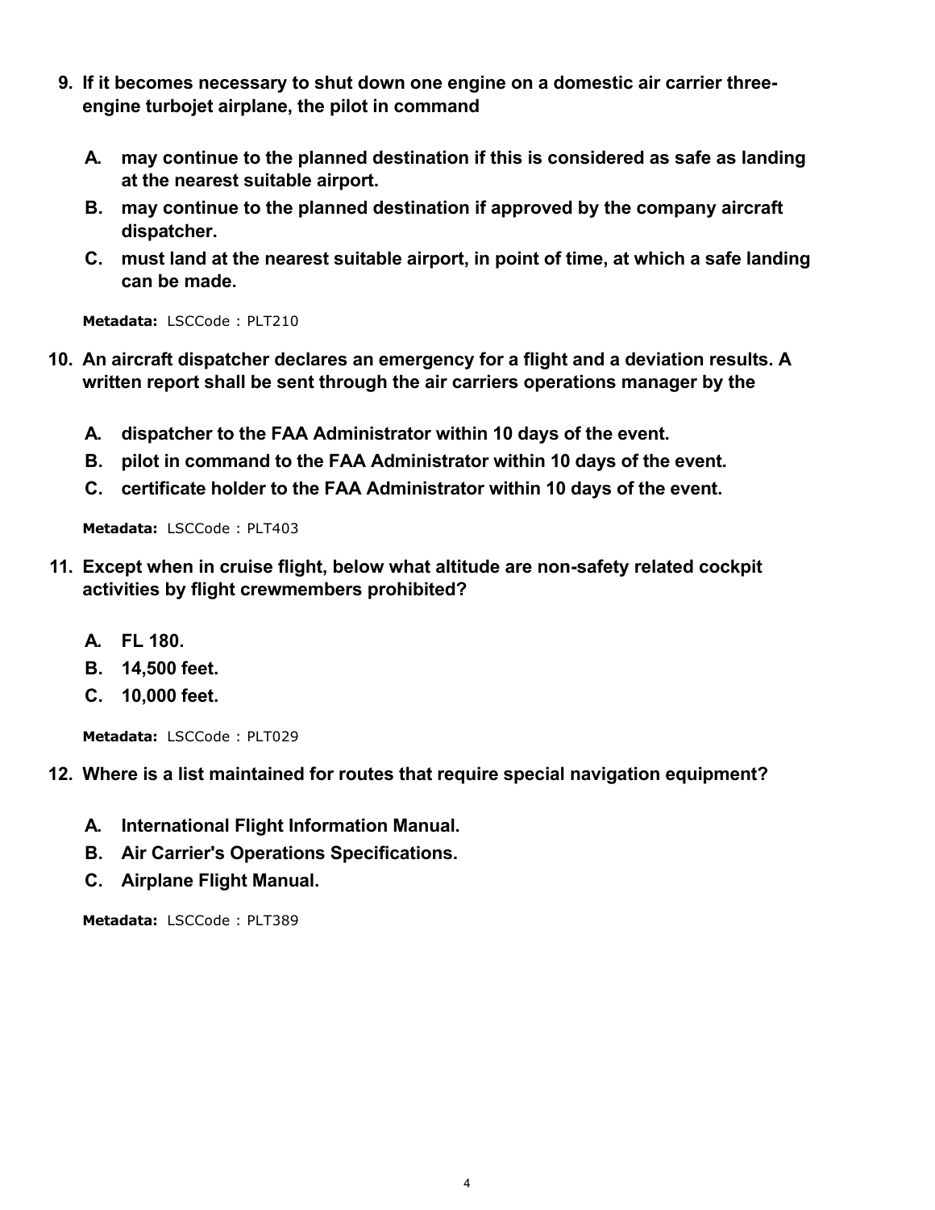**9. If it becomes necessary to shut down one engine on a domestic air carrier three-engine turbojet airplane, the pilot in command**

- **A. may continue to the planned destination if this is considered as safe as landing at the nearest suitable airport.**
- **B. may continue to the planned destination if approved by the company aircraft dispatcher.**
- **C. must land at the nearest suitable airport, in point of time, at which a safe landing can be made.**

**Metadata:** LSCCode : PLT210

**10. An aircraft dispatcher declares an emergency for a flight and a deviation results. A written report shall be sent through the air carriers operations manager by the**

- **A. dispatcher to the FAA Administrator within 10 days of the event.**
- **B. pilot in command to the FAA Administrator within 10 days of the event.**
- **C. certificate holder to the FAA Administrator within 10 days of the event.**

**Metadata:** LSCCode : PLT403

**11. Except when in cruise flight, below what altitude are non-safety related cockpit activities by flight crewmembers prohibited?**

- **A. FL 180.**
- **B. 14,500 feet.**
- **C. 10,000 feet.**

**Metadata:** LSCCode : PLT029

**12. Where is a list maintained for routes that require special navigation equipment?**

- **A. International Flight Information Manual.**
- **B. Air Carrier's Operations Specifications.**
- **C. Airplane Flight Manual.**

**Metadata:** LSCCode : PLT389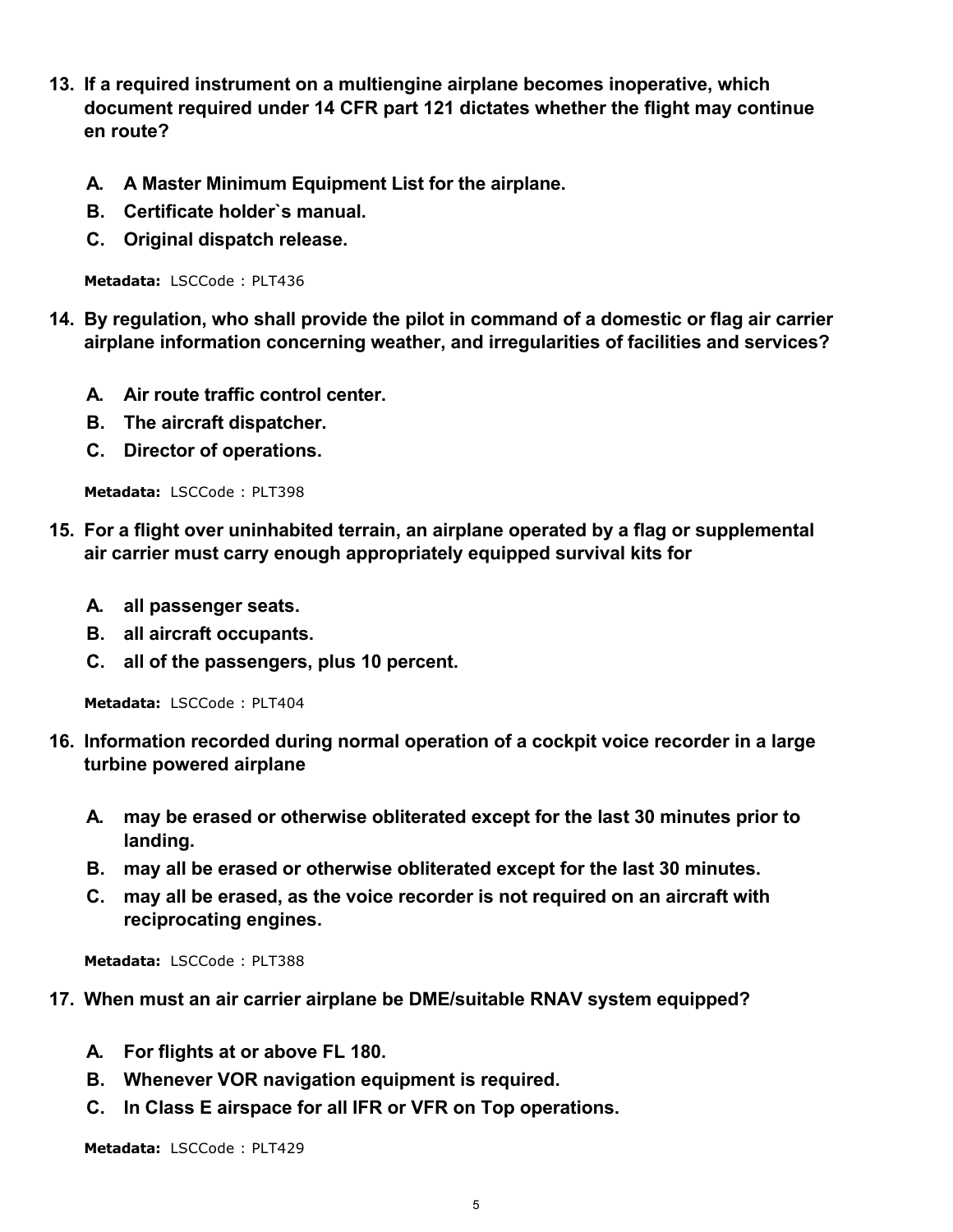**13. If a required instrument on a multiengine airplane becomes inoperative, which document required under 14 CFR part 121 dictates whether the flight may continue en route?**

- **A. A Master Minimum Equipment List for the airplane.**
- **B. Certificate holder`s manual.**
- **C. Original dispatch release.**

**Metadata:** LSCCode : PLT436

**14. By regulation, who shall provide the pilot in command of a domestic or flag air carrier airplane information concerning weather, and irregularities of facilities and services?**

- **A. Air route traffic control center.**
- **B. The aircraft dispatcher.**
- **C. Director of operations.**

**Metadata:** LSCCode : PLT398

**15. For a flight over uninhabited terrain, an airplane operated by a flag or supplemental air carrier must carry enough appropriately equipped survival kits for**

- **A. all passenger seats.**
- **B. all aircraft occupants.**
- **C. all of the passengers, plus 10 percent.**

**Metadata:** LSCCode : PLT404

**16. Information recorded during normal operation of a cockpit voice recorder in a large turbine powered airplane**

- **A. may be erased or otherwise obliterated except for the last 30 minutes prior to landing.**
- **B. may all be erased or otherwise obliterated except for the last 30 minutes.**
- **C. may all be erased, as the voice recorder is not required on an aircraft with reciprocating engines.**

**Metadata:** LSCCode : PLT388

**17. When must an air carrier airplane be DME/suitable RNAV system equipped?**

- **A. For flights at or above FL 180.**
- **B. Whenever VOR navigation equipment is required.**
- **C. In Class E airspace for all IFR or VFR on Top operations.**

**Metadata:** LSCCode : PLT429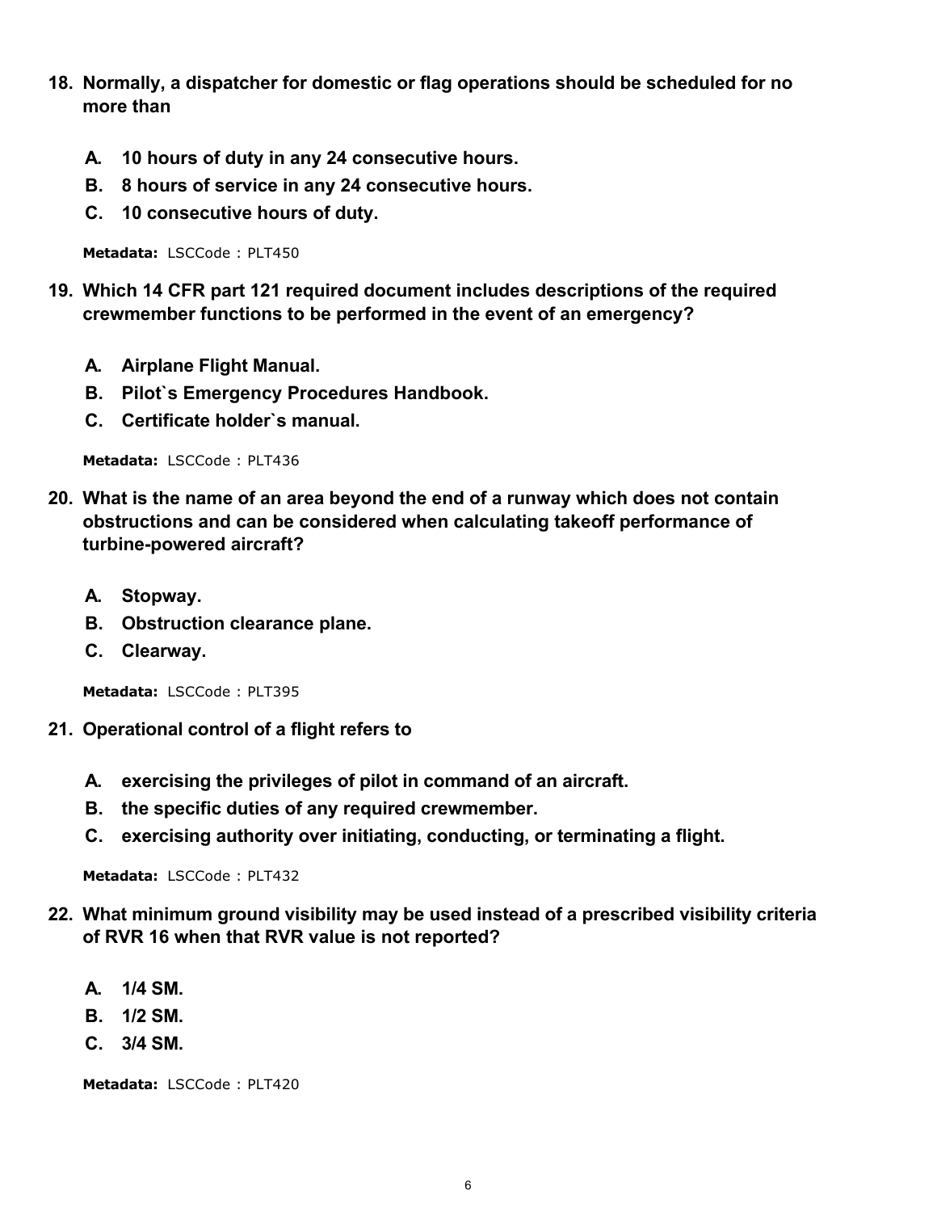**18. Normally, a dispatcher for domestic or flag operations should be scheduled for no more than**

**A. 10 hours of duty in any 24 consecutive hours.**

**B. 8 hours of service in any 24 consecutive hours.**

**C. 10 consecutive hours of duty.**

**Metadata:** LSCCode : PLT450

**19. Which 14 CFR part 121 required document includes descriptions of the required crewmember functions to be performed in the event of an emergency?**

**A. Airplane Flight Manual.**

**B. Pilot`s Emergency Procedures Handbook.**

**C. Certificate holder`s manual.**

**Metadata:** LSCCode : PLT436

**20. What is the name of an area beyond the end of a runway which does not contain obstructions and can be considered when calculating takeoff performance of turbine-powered aircraft?**

**A. Stopway.**

**B. Obstruction clearance plane.**

**C. Clearway.**

**Metadata:** LSCCode : PLT395

**21. Operational control of a flight refers to**

**A. exercising the privileges of pilot in command of an aircraft.**

**B. the specific duties of any required crewmember.**

**C. exercising authority over initiating, conducting, or terminating a flight.**

**Metadata:** LSCCode : PLT432

**22. What minimum ground visibility may be used instead of a prescribed visibility criteria of RVR 16 when that RVR value is not reported?**

**A. 1/4 SM.**

**B. 1/2 SM.**

**C. 3/4 SM.**

**Metadata:** LSCCode : PLT420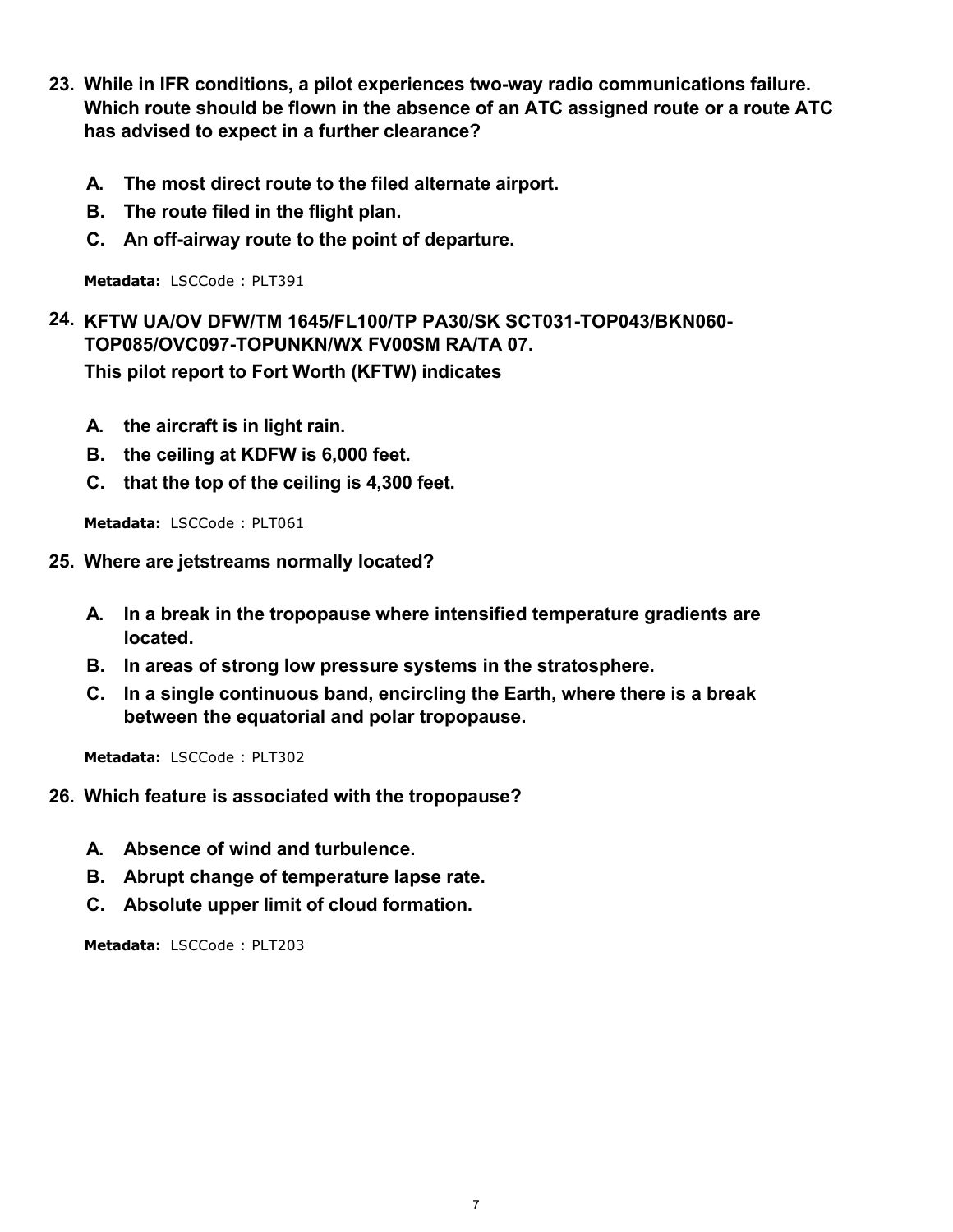**23. While in IFR conditions, a pilot experiences two-way radio communications failure. Which route should be flown in the absence of an ATC assigned route or a route ATC has advised to expect in a further clearance?**

- **A. The most direct route to the filed alternate airport.**
- **B. The route filed in the flight plan.**
- **C. An off-airway route to the point of departure.**

**Metadata:** LSCCode : PLT391

**24. KFTW UA/OV DFW/TM 1645/FL100/TP PA30/SK SCT031-TOP043/BKN060-TOP085/OVC097-TOPUNKN/WX FV00SM RA/TA 07. This pilot report to Fort Worth (KFTW) indicates**

- **A. the aircraft is in light rain.**
- **B. the ceiling at KDFW is 6,000 feet.**
- **C. that the top of the ceiling is 4,300 feet.**

**Metadata:** LSCCode : PLT061

**25. Where are jetstreams normally located?**

- **A. In a break in the tropopause where intensified temperature gradients are located.**
- **B. In areas of strong low pressure systems in the stratosphere.**
- **C. In a single continuous band, encircling the Earth, where there is a break between the equatorial and polar tropopause.**

**Metadata:** LSCCode : PLT302

**26. Which feature is associated with the tropopause?**

- **A. Absence of wind and turbulence.**
- **B. Abrupt change of temperature lapse rate.**
- **C. Absolute upper limit of cloud formation.**

**Metadata:** LSCCode : PLT203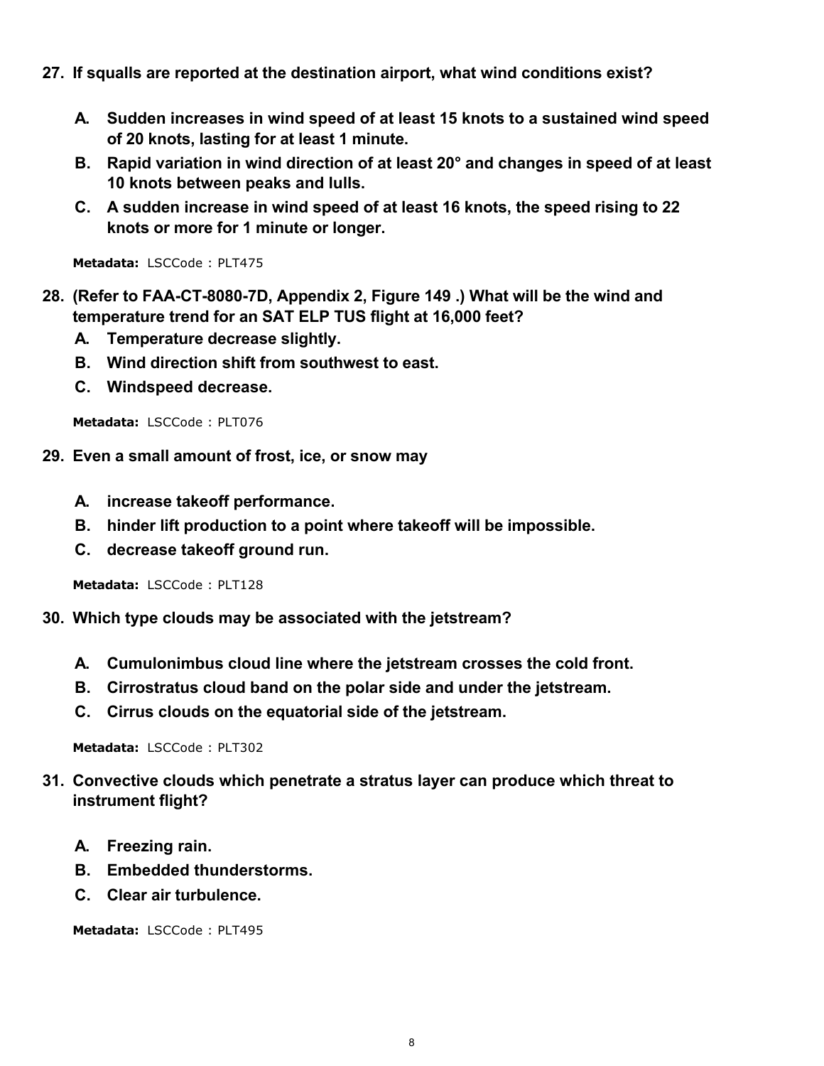27. **If squalls are reported at the destination airport, what wind conditions exist?**

    **A. Sudden increases in wind speed of at least 15 knots to a sustained wind speed of 20 knots, lasting for at least 1 minute.**

    **B. Rapid variation in wind direction of at least 20° and changes in speed of at least 10 knots between peaks and lulls.**

    **C. A sudden increase in wind speed of at least 16 knots, the speed rising to 22 knots or more for 1 minute or longer.**

    **Metadata:** LSCCode : PLT475

28. **(Refer to FAA-CT-8080-7D, Appendix 2, Figure 149 .) What will be the wind and temperature trend for an SAT ELP TUS flight at 16,000 feet?**

    **A. Temperature decrease slightly.**

    **B. Wind direction shift from southwest to east.**

    **C. Windspeed decrease.**

    **Metadata:** LSCCode : PLT076

29. **Even a small amount of frost, ice, or snow may**

    **A. increase takeoff performance.**

    **B. hinder lift production to a point where takeoff will be impossible.**

    **C. decrease takeoff ground run.**

    **Metadata:** LSCCode : PLT128

30. **Which type clouds may be associated with the jetstream?**

    **A. Cumulonimbus cloud line where the jetstream crosses the cold front.**

    **B. Cirrostratus cloud band on the polar side and under the jetstream.**

    **C. Cirrus clouds on the equatorial side of the jetstream.**

    **Metadata:** LSCCode : PLT302

31. **Convective clouds which penetrate a stratus layer can produce which threat to instrument flight?**

    **A. Freezing rain.**

    **B. Embedded thunderstorms.**

    **C. Clear air turbulence.**

    **Metadata:** LSCCode : PLT495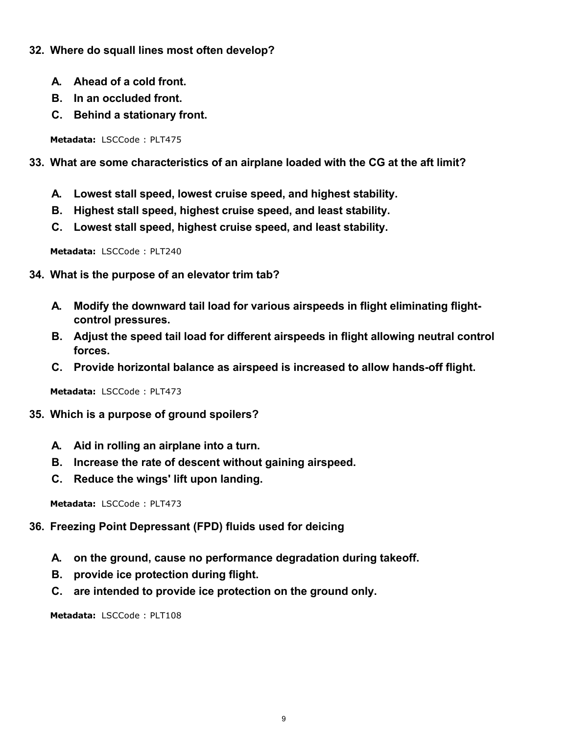**32. Where do squall lines most often develop?**

- **A. Ahead of a cold front.**
- **B. In an occluded front.**
- **C. Behind a stationary front.**

**Metadata:** LSCCode : PLT475

**33. What are some characteristics of an airplane loaded with the CG at the aft limit?**

- **A. Lowest stall speed, lowest cruise speed, and highest stability.**
- **B. Highest stall speed, highest cruise speed, and least stability.**
- **C. Lowest stall speed, highest cruise speed, and least stability.**

**Metadata:** LSCCode : PLT240

**34. What is the purpose of an elevator trim tab?**

- **A. Modify the downward tail load for various airspeeds in flight eliminating flight-control pressures.**
- **B. Adjust the speed tail load for different airspeeds in flight allowing neutral control forces.**
- **C. Provide horizontal balance as airspeed is increased to allow hands-off flight.**

**Metadata:** LSCCode : PLT473

**35. Which is a purpose of ground spoilers?**

- **A. Aid in rolling an airplane into a turn.**
- **B. Increase the rate of descent without gaining airspeed.**
- **C. Reduce the wings' lift upon landing.**

**Metadata:** LSCCode : PLT473

**36. Freezing Point Depressant (FPD) fluids used for deicing**

- **A. on the ground, cause no performance degradation during takeoff.**
- **B. provide ice protection during flight.**
- **C. are intended to provide ice protection on the ground only.**

**Metadata:** LSCCode : PLT108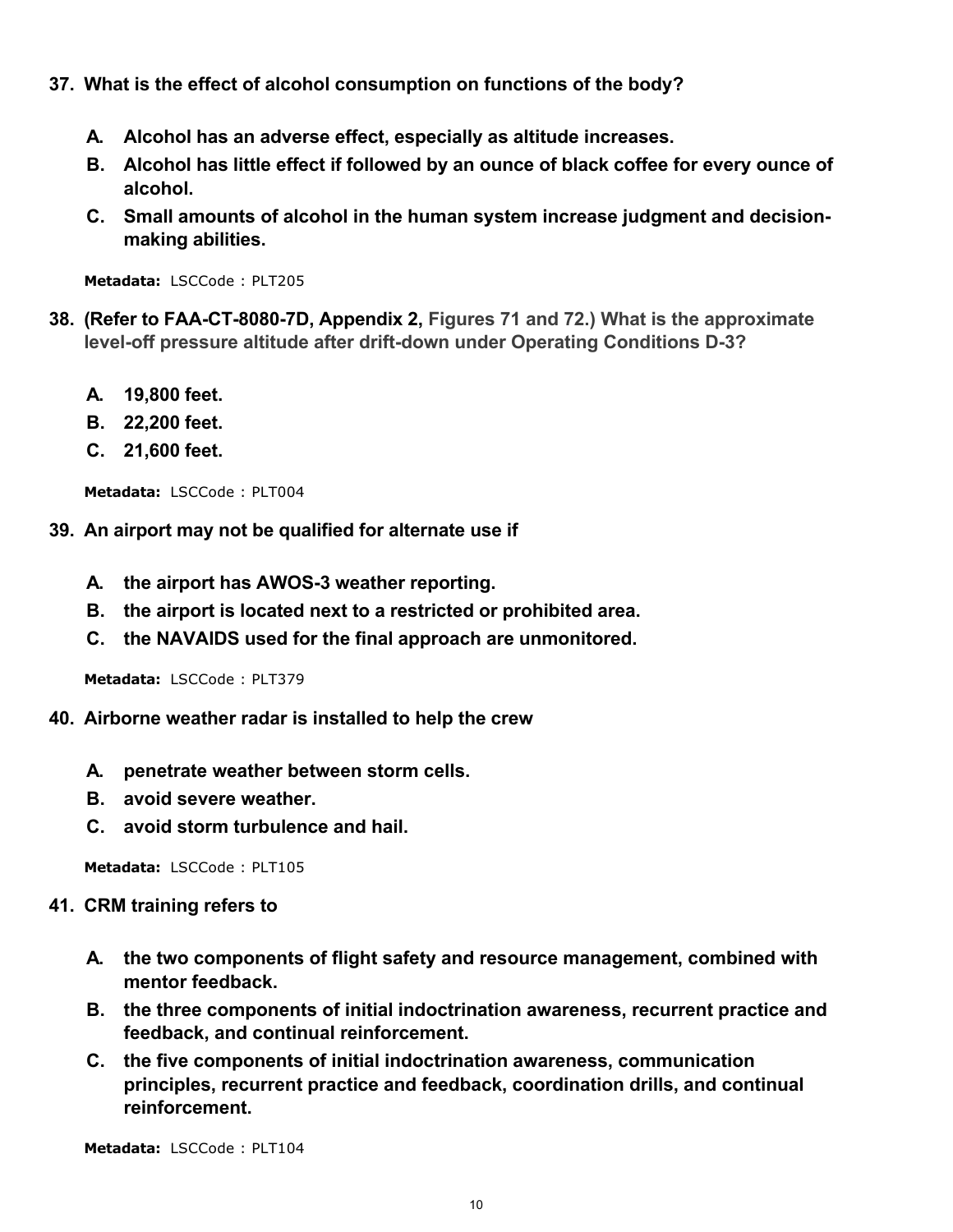**37. What is the effect of alcohol consumption on functions of the body?**

- **A. Alcohol has an adverse effect, especially as altitude increases.**
- **B. Alcohol has little effect if followed by an ounce of black coffee for every ounce of alcohol.**
- **C. Small amounts of alcohol in the human system increase judgment and decision-making abilities.**

**Metadata:** LSCCode : PLT205

**38. (Refer to FAA-CT-8080-7D, Appendix 2, Figures 71 and 72.) What is the approximate level-off pressure altitude after drift-down under Operating Conditions D-3?**

- **A. 19,800 feet.**
- **B. 22,200 feet.**
- **C. 21,600 feet.**

**Metadata:** LSCCode : PLT004

**39. An airport may not be qualified for alternate use if**

- **A. the airport has AWOS-3 weather reporting.**
- **B. the airport is located next to a restricted or prohibited area.**
- **C. the NAVAIDS used for the final approach are unmonitored.**

**Metadata:** LSCCode : PLT379

**40. Airborne weather radar is installed to help the crew**

- **A. penetrate weather between storm cells.**
- **B. avoid severe weather.**
- **C. avoid storm turbulence and hail.**

**Metadata:** LSCCode : PLT105

**41. CRM training refers to**

- **A. the two components of flight safety and resource management, combined with mentor feedback.**
- **B. the three components of initial indoctrination awareness, recurrent practice and feedback, and continual reinforcement.**
- **C. the five components of initial indoctrination awareness, communication principles, recurrent practice and feedback, coordination drills, and continual reinforcement.**

**Metadata:** LSCCode : PLT104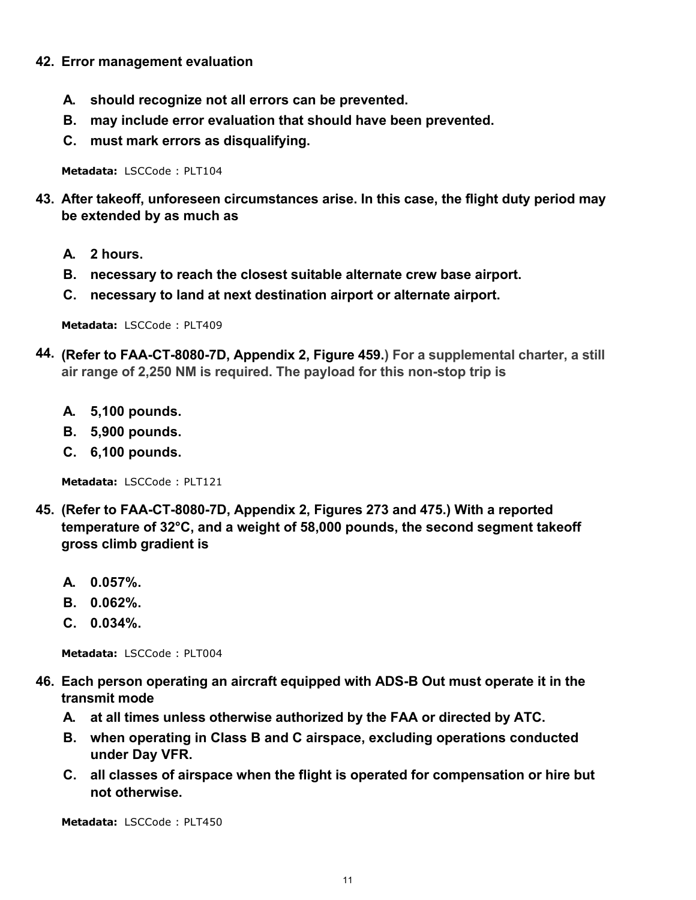**42. Error management evaluation**

- **A. should recognize not all errors can be prevented.**
- **B. may include error evaluation that should have been prevented.**
- **C. must mark errors as disqualifying.**

**Metadata:** LSCCode : PLT104

**43. After takeoff, unforeseen circumstances arise. In this case, the flight duty period may be extended by as much as**

- **A. 2 hours.**
- **B. necessary to reach the closest suitable alternate crew base airport.**
- **C. necessary to land at next destination airport or alternate airport.**

**Metadata:** LSCCode : PLT409

**44. (Refer to FAA-CT-8080-7D, Appendix 2, Figure 459.) For a supplemental charter, a still air range of 2,250 NM is required. The payload for this non-stop trip is**

- **A. 5,100 pounds.**
- **B. 5,900 pounds.**
- **C. 6,100 pounds.**

**Metadata:** LSCCode : PLT121

**45. (Refer to FAA-CT-8080-7D, Appendix 2, Figures 273 and 475.) With a reported temperature of 32°C, and a weight of 58,000 pounds, the second segment takeoff gross climb gradient is**

- **A. 0.057%.**
- **B. 0.062%.**
- **C. 0.034%.**

**Metadata:** LSCCode : PLT004

**46. Each person operating an aircraft equipped with ADS-B Out must operate it in the transmit mode**

- **A. at all times unless otherwise authorized by the FAA or directed by ATC.**
- **B. when operating in Class B and C airspace, excluding operations conducted under Day VFR.**
- **C. all classes of airspace when the flight is operated for compensation or hire but not otherwise.**

**Metadata:** LSCCode : PLT450